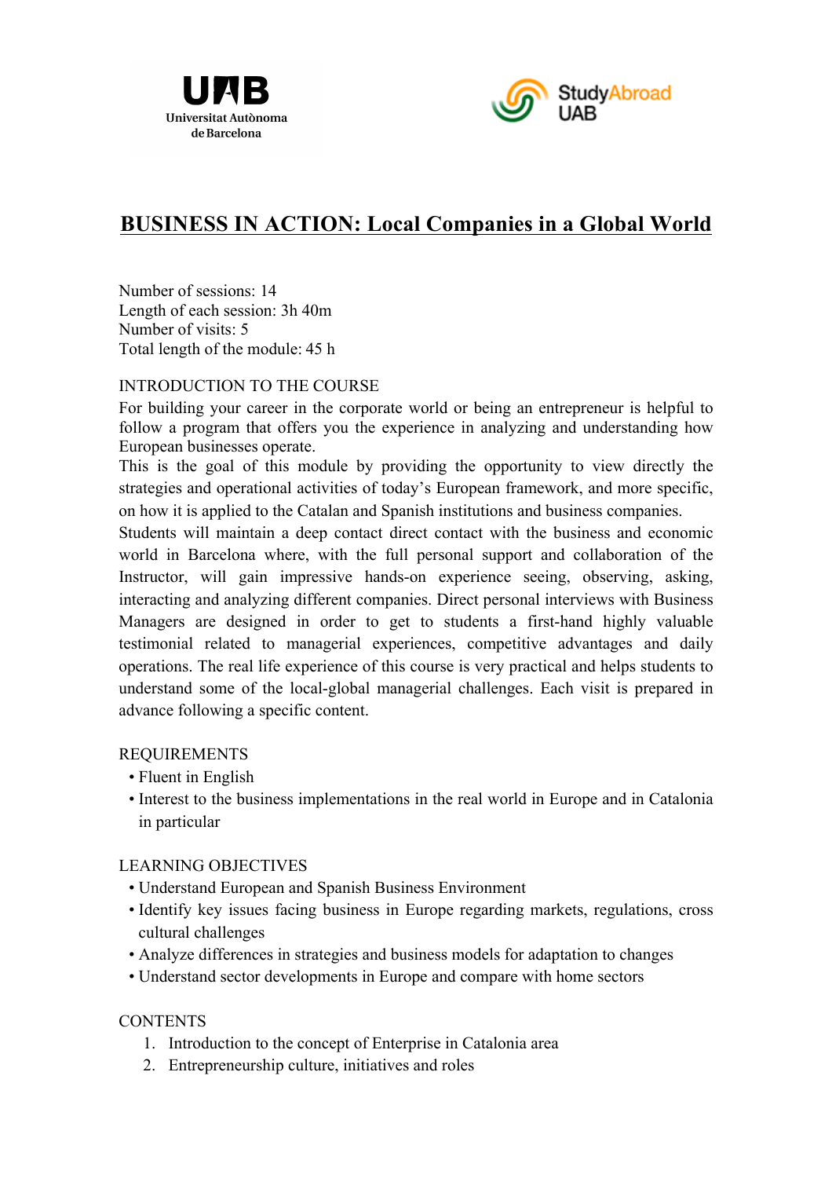UAB Universitat Autònoma de Barcelona

Study Abroad UAB

# BUSINESS IN ACTION: Local Companies in a Global World

Number of sessions: 14
Length of each session: 3h 40m
Number of visits: 5
Total length of the module: 45 h

## INTRODUCTION TO THE COURSE

For building your career in the corporate world or being an entrepreneur is helpful to follow a program that offers you the experience in analyzing and understanding how European businesses operate.

This is the goal of this module by providing the opportunity to view directly the strategies and operational activities of today's European framework, and more specific, on how it is applied to the Catalan and Spanish institutions and business companies.

Students will maintain a deep contact direct contact with the business and economic world in Barcelona where, with the full personal support and collaboration of the Instructor, will gain impressive hands-on experience seeing, observing, asking, interacting and analyzing different companies. Direct personal interviews with Business Managers are designed in order to get to students a first-hand highly valuable testimonial related to managerial experiences, competitive advantages and daily operations. The real life experience of this course is very practical and helps students to understand some of the local-global managerial challenges. Each visit is prepared in advance following a specific content.

## REQUIREMENTS

- Fluent in English
- Interest to the business implementations in the real world in Europe and in Catalonia in particular

## LEARNING OBJECTIVES

- Understand European and Spanish Business Environment
- Identify key issues facing business in Europe regarding markets, regulations, cross cultural challenges
- Analyze differences in strategies and business models for adaptation to changes
- Understand sector developments in Europe and compare with home sectors

## CONTENTS

1. Introduction to the concept of Enterprise in Catalonia area
2. Entrepreneurship culture, initiatives and roles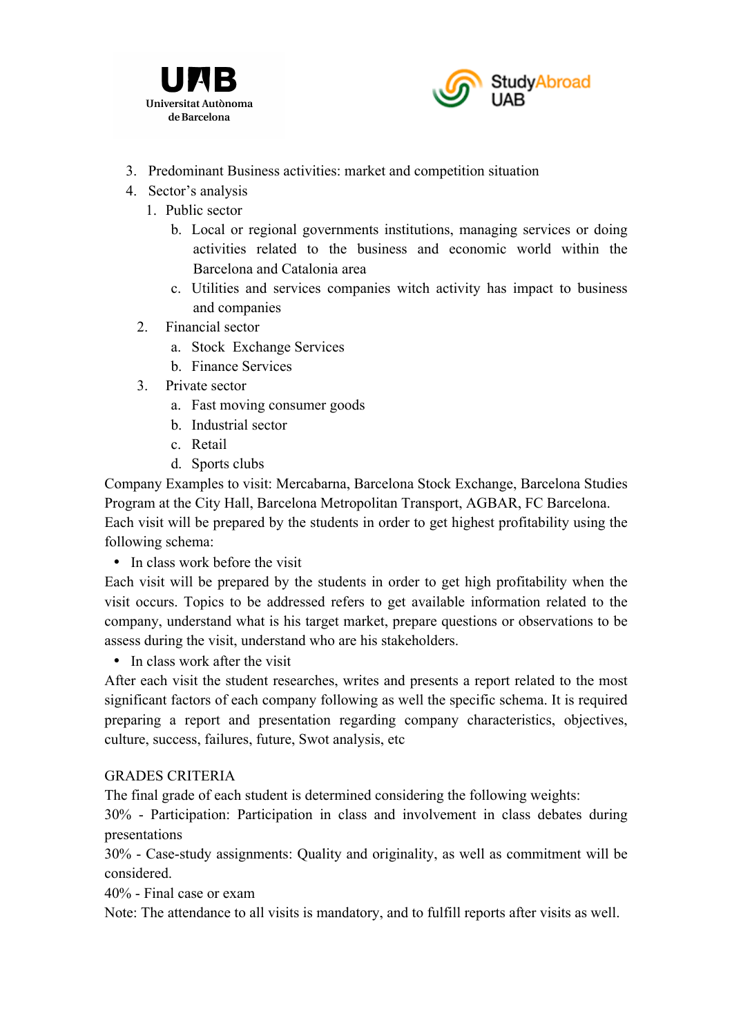3. Predominant Business activities: market and competition situation
4. Sector's analysis
   1. Public sector
      b. Local or regional governments institutions, managing services or doing activities related to the business and economic world within the Barcelona and Catalonia area
      c. Utilities and services companies witch activity has impact to business and companies
   2. Financial sector
      a. Stock Exchange Services
      b. Finance Services
   3. Private sector
      a. Fast moving consumer goods
      b. Industrial sector
      c. Retail
      d. Sports clubs

Company Examples to visit: Mercabarna, Barcelona Stock Exchange, Barcelona Studies Program at the City Hall, Barcelona Metropolitan Transport, AGBAR, FC Barcelona.
Each visit will be prepared by the students in order to get highest profitability using the following schema:

- In class work before the visit

Each visit will be prepared by the students in order to get high profitability when the visit occurs. Topics to be addressed refers to get available information related to the company, understand what is his target market, prepare questions or observations to be assess during the visit, understand who are his stakeholders.

- In class work after the visit

After each visit the student researches, writes and presents a report related to the most significant factors of each company following as well the specific schema. It is required preparing a report and presentation regarding company characteristics, objectives, culture, success, failures, future, Swot analysis, etc

GRADES CRITERIA
The final grade of each student is determined considering the following weights:
30% - Participation: Participation in class and involvement in class debates during presentations
30% - Case-study assignments: Quality and originality, as well as commitment will be considered.
40% - Final case or exam
Note: The attendance to all visits is mandatory, and to fulfill reports after visits as well.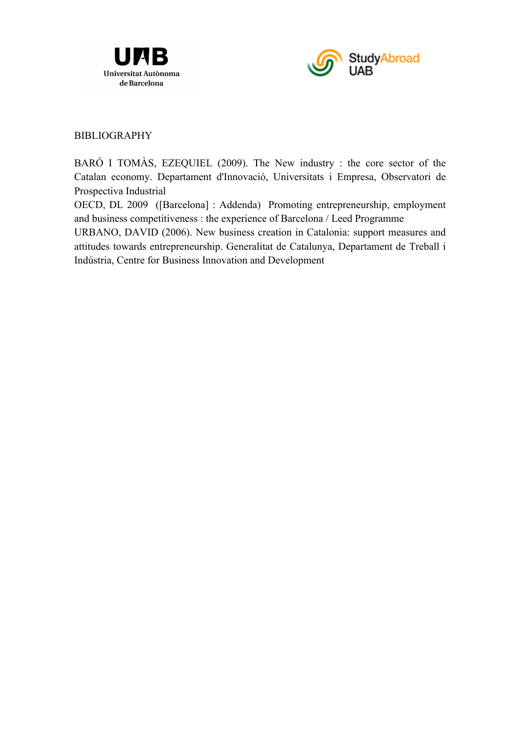BIBLIOGRAPHY

BARÓ I TOMÀS, EZEQUIEL (2009). The New industry : the core sector of the Catalan economy. Departament d'Innovació, Universitats i Empresa, Observatori de Prospectiva Industrial

OECD, DL 2009 ([Barcelona] : Addenda) Promoting entrepreneurship, employment and business competitiveness : the experience of Barcelona / Leed Programme

URBANO, DAVID (2006). New business creation in Catalonia: support measures and attitudes towards entrepreneurship. Generalitat de Catalunya, Departament de Treball i Indústria, Centre for Business Innovation and Development